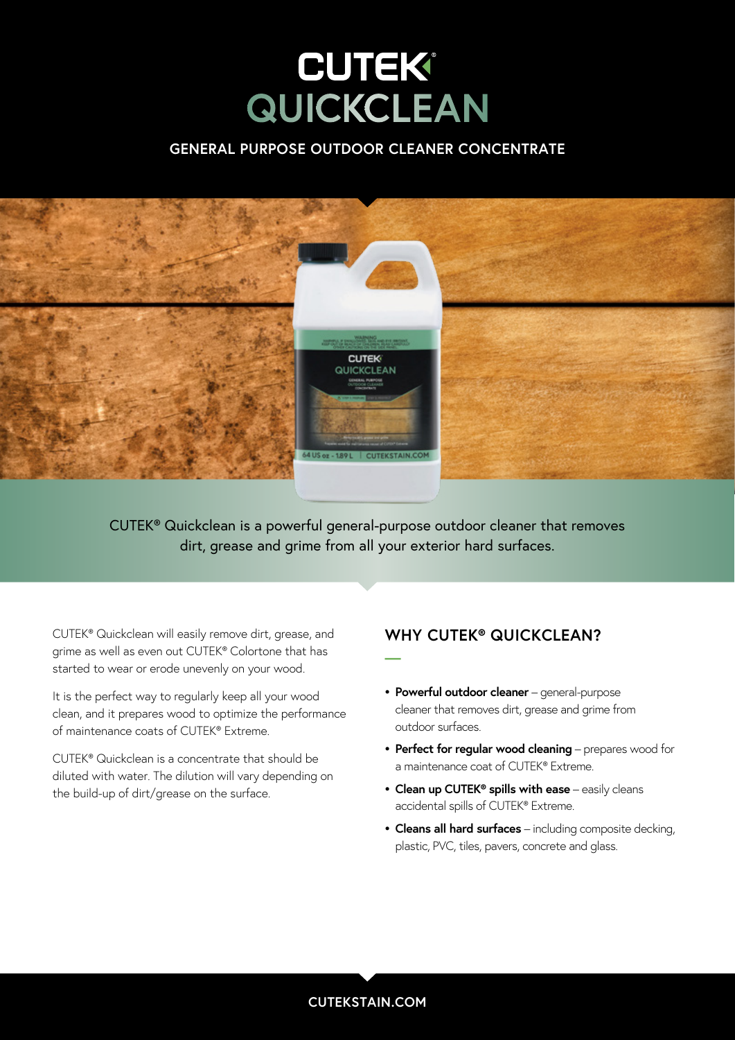# CUTEK® QUICKCLEAN

## GENERAL PURPOSE OUTDOOR CLEANER CONCENTRATE

CUTEK® Quickclean is a powerful general-purpose outdoor cleaner that removes dirt, grease and grime from all your exterior hard surfaces.

CUTEK® Quickclean will easily remove dirt, grease, and grime as well as even out CUTEK® Colortone that has started to wear or erode unevenly on your wood.

It is the perfect way to regularly keep all your wood clean, and it prepares wood to optimize the performance of maintenance coats of CUTEK® Extreme.

CUTEK® Quickclean is a concentrate that should be diluted with water. The dilution will vary depending on the build-up of dirt/grease on the surface.

## WHY CUTEK® QUICKCLEAN?

- **Powerful outdoor cleaner** – general-purpose cleaner that removes dirt, grease and grime from outdoor surfaces.
- **Perfect for regular wood cleaning** – prepares wood for a maintenance coat of CUTEK® Extreme.
- **Clean up CUTEK® spills with ease** – easily cleans accidental spills of CUTEK® Extreme.
- **Cleans all hard surfaces** – including composite decking, plastic, PVC, tiles, pavers, concrete and glass.

CUTEKSTAIN.COM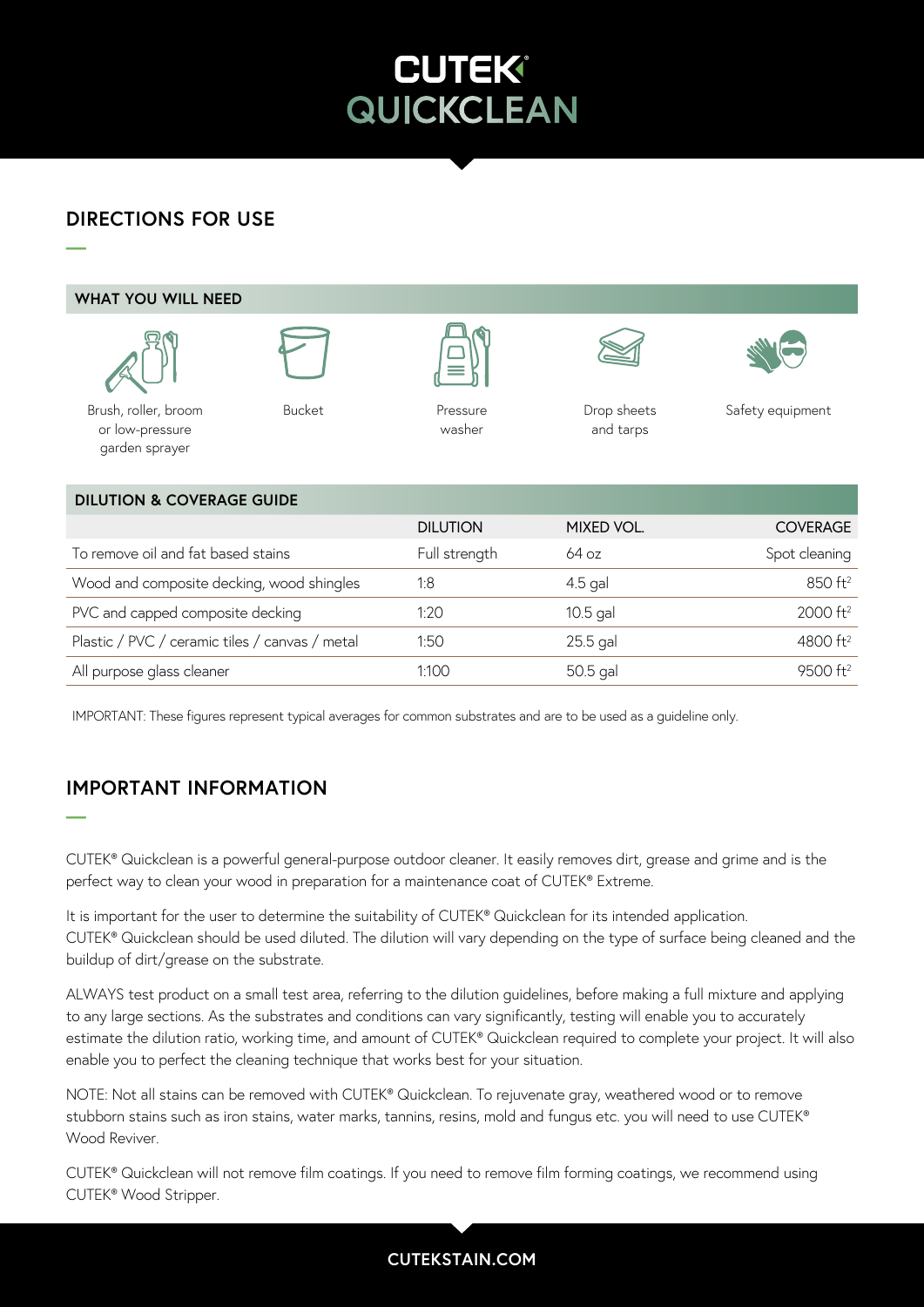# CUTEK® QUICKCLEAN

## DIRECTIONS FOR USE

### WHAT YOU WILL NEED

- Brush, roller, broom or low-pressure garden sprayer
- Bucket
- Pressure washer
- Drop sheets and tarps
- Safety equipment

### DILUTION & COVERAGE GUIDE

| | DILUTION | MIXED VOL. | COVERAGE |
|---|---|---|---|
| To remove oil and fat based stains | Full strength | 64 oz | Spot cleaning |
| Wood and composite decking, wood shingles | 1:8 | 4.5 gal | 850 $ft^2$ |
| PVC and capped composite decking | 1:20 | 10.5 gal | 2000 $ft^2$ |
| Plastic / PVC / ceramic tiles / canvas / metal | 1:50 | 25.5 gal | 4800 $ft^2$ |
| All purpose glass cleaner | 1:100 | 50.5 gal | 9500 $ft^2$ |

IMPORTANT: These figures represent typical averages for common substrates and are to be used as a guideline only.

## IMPORTANT INFORMATION

CUTEK® Quickclean is a powerful general-purpose outdoor cleaner. It easily removes dirt, grease and grime and is the perfect way to clean your wood in preparation for a maintenance coat of CUTEK® Extreme.

It is important for the user to determine the suitability of CUTEK® Quickclean for its intended application. CUTEK® Quickclean should be used diluted. The dilution will vary depending on the type of surface being cleaned and the buildup of dirt/grease on the substrate.

ALWAYS test product on a small test area, referring to the dilution guidelines, before making a full mixture and applying to any large sections. As the substrates and conditions can vary significantly, testing will enable you to accurately estimate the dilution ratio, working time, and amount of CUTEK® Quickclean required to complete your project. It will also enable you to perfect the cleaning technique that works best for your situation.

NOTE: Not all stains can be removed with CUTEK® Quickclean. To rejuvenate gray, weathered wood or to remove stubborn stains such as iron stains, water marks, tannins, resins, mold and fungus etc. you will need to use CUTEK® Wood Reviver.

CUTEK® Quickclean will not remove film coatings. If you need to remove film forming coatings, we recommend using CUTEK® Wood Stripper.

CUTEKSTAIN.COM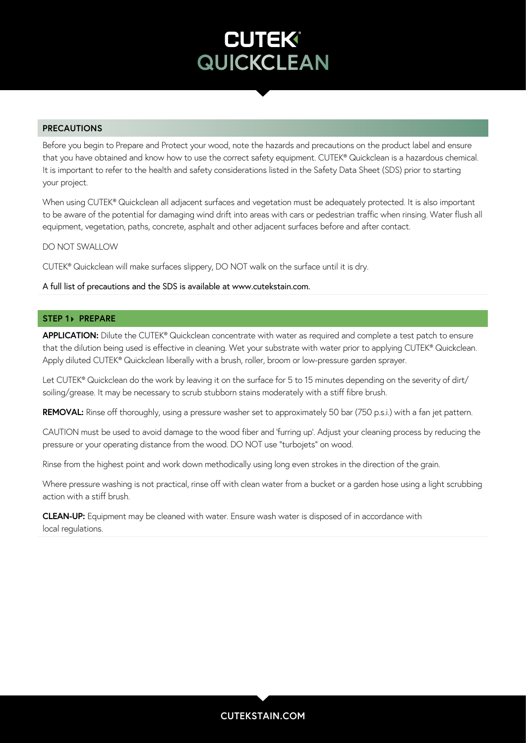# CUTEK QUICKCLEAN

## PRECAUTIONS

Before you begin to Prepare and Protect your wood, note the hazards and precautions on the product label and ensure that you have obtained and know how to use the correct safety equipment. CUTEK® Quickclean is a hazardous chemical. It is important to refer to the health and safety considerations listed in the Safety Data Sheet (SDS) prior to starting your project.

When using CUTEK® Quickclean all adjacent surfaces and vegetation must be adequately protected. It is also important to be aware of the potential for damaging wind drift into areas with cars or pedestrian traffic when rinsing. Water flush all equipment, vegetation, paths, concrete, asphalt and other adjacent surfaces before and after contact.

DO NOT SWALLOW

CUTEK® Quickclean will make surfaces slippery, DO NOT walk on the surface until it is dry.

A full list of precautions and the SDS is available at www.cutekstain.com.

## STEP 1 ▸ PREPARE

**APPLICATION:** Dilute the CUTEK® Quickclean concentrate with water as required and complete a test patch to ensure that the dilution being used is effective in cleaning. Wet your substrate with water prior to applying CUTEK® Quickclean. Apply diluted CUTEK® Quickclean liberally with a brush, roller, broom or low-pressure garden sprayer.

Let CUTEK® Quickclean do the work by leaving it on the surface for 5 to 15 minutes depending on the severity of dirt/ soiling/grease. It may be necessary to scrub stubborn stains moderately with a stiff fibre brush.

**REMOVAL:** Rinse off thoroughly, using a pressure washer set to approximately 50 bar (750 p.s.i.) with a fan jet pattern.

CAUTION must be used to avoid damage to the wood fiber and 'furring up'. Adjust your cleaning process by reducing the pressure or your operating distance from the wood. DO NOT use "turbojets" on wood.

Rinse from the highest point and work down methodically using long even strokes in the direction of the grain.

Where pressure washing is not practical, rinse off with clean water from a bucket or a garden hose using a light scrubbing action with a stiff brush.

**CLEAN-UP:** Equipment may be cleaned with water. Ensure wash water is disposed of in accordance with local regulations.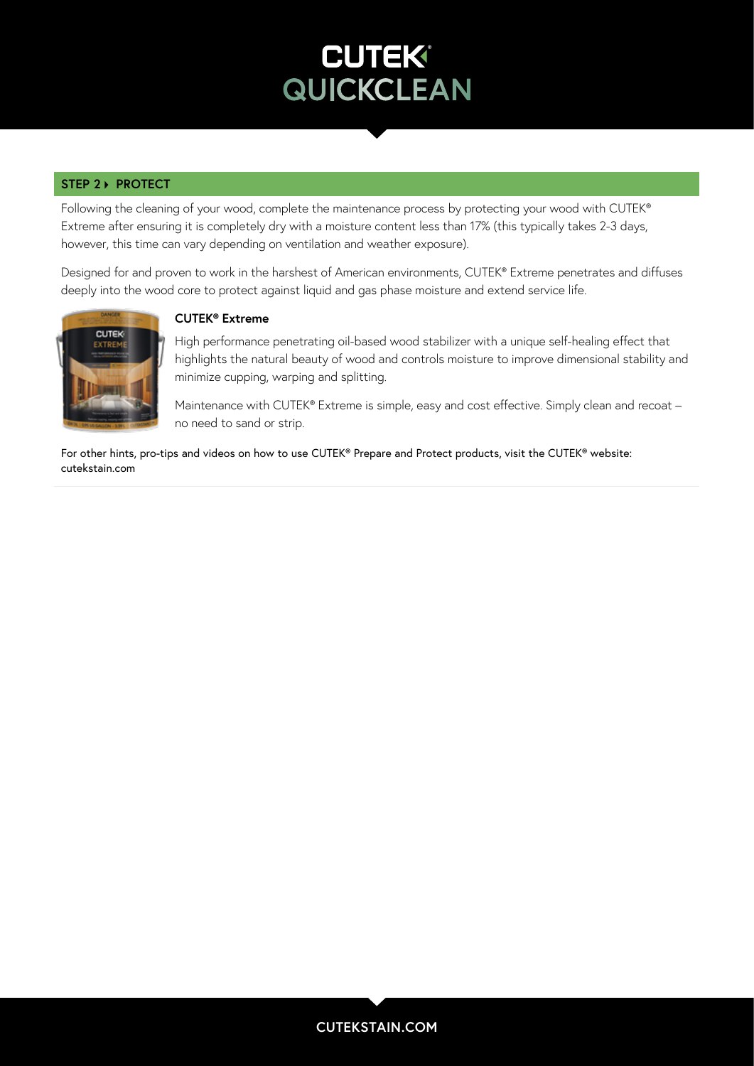# CUTEK QUICKCLEAN

## STEP 2 ▸ PROTECT

Following the cleaning of your wood, complete the maintenance process by protecting your wood with CUTEK® Extreme after ensuring it is completely dry with a moisture content less than 17% (this typically takes 2-3 days, however, this time can vary depending on ventilation and weather exposure).

Designed for and proven to work in the harshest of American environments, CUTEK® Extreme penetrates and diffuses deeply into the wood core to protect against liquid and gas phase moisture and extend service life.

### CUTEK® Extreme

High performance penetrating oil-based wood stabilizer with a unique self-healing effect that highlights the natural beauty of wood and controls moisture to improve dimensional stability and minimize cupping, warping and splitting.

Maintenance with CUTEK® Extreme is simple, easy and cost effective. Simply clean and recoat – no need to sand or strip.

For other hints, pro-tips and videos on how to use CUTEK® Prepare and Protect products, visit the CUTEK® website: cutekstain.com

CUTEKSTAIN.COM